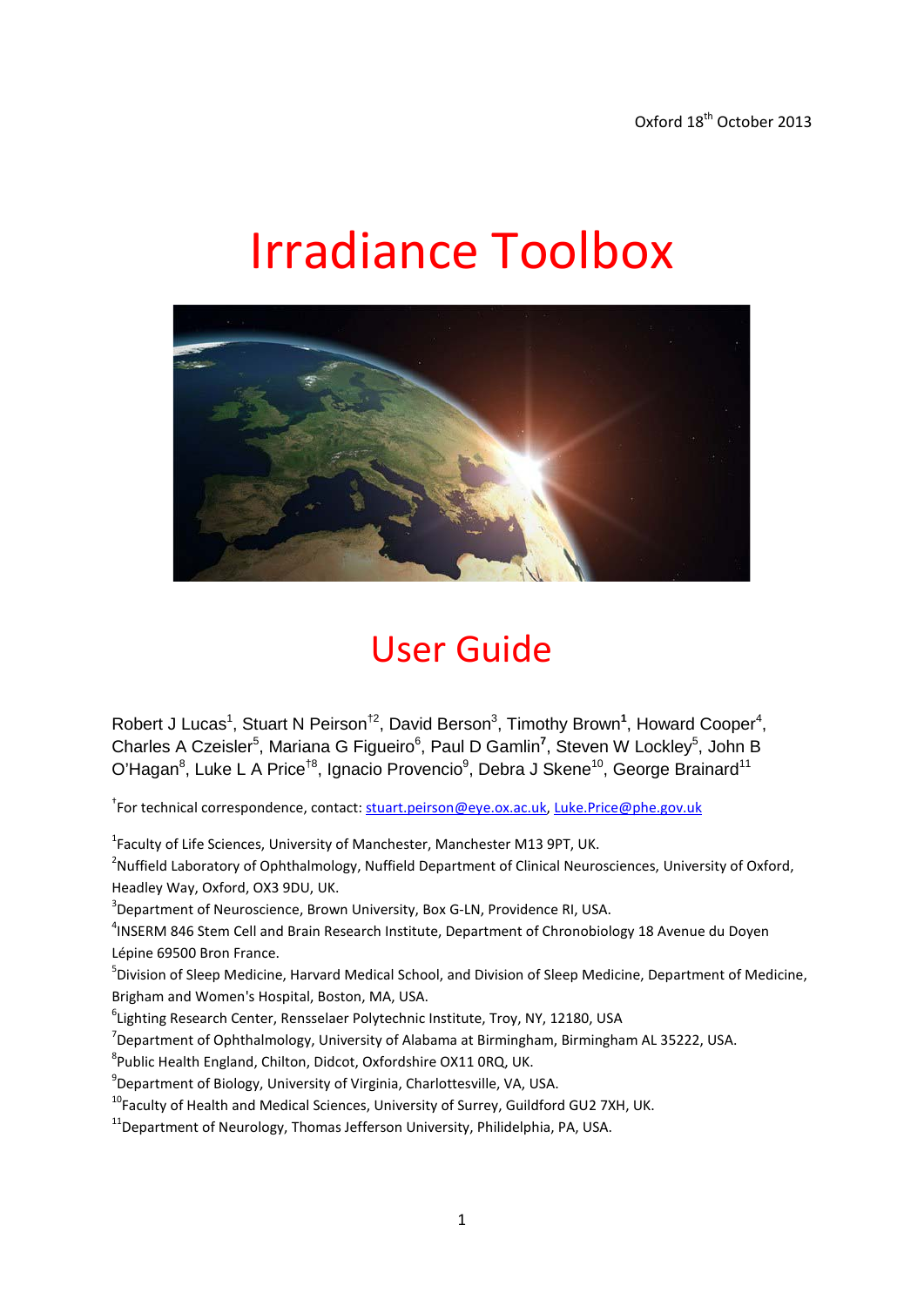Oxford 18th October 2013

# Irradiance Toolbox

## User Guide

Robert J Lucas[1], Stuart N Peirson[†2], David Berson[3], Timothy Brown[1], Howard Cooper[4], Charles A Czeisler[5], Mariana G Figueiro[6], Paul D Gamlin[7], Steven W Lockley[5], John B O'Hagan[8], Luke L A Price[†8], Ignacio Provencio[9], Debra J Skene[10], George Brainard[11]

[†]For technical correspondence, contact: stuart.peirson@eye.ox.ac.uk, Luke.Price@phe.gov.uk

[1]Faculty of Life Sciences, University of Manchester, Manchester M13 9PT, UK.
[2]Nuffield Laboratory of Ophthalmology, Nuffield Department of Clinical Neurosciences, University of Oxford, Headley Way, Oxford, OX3 9DU, UK.
[3]Department of Neuroscience, Brown University, Box G-LN, Providence RI, USA.
[4]INSERM 846 Stem Cell and Brain Research Institute, Department of Chronobiology 18 Avenue du Doyen Lépine 69500 Bron France.
[5]Division of Sleep Medicine, Harvard Medical School, and Division of Sleep Medicine, Department of Medicine, Brigham and Women's Hospital, Boston, MA, USA.
[6]Lighting Research Center, Rensselaer Polytechnic Institute, Troy, NY, 12180, USA
[7]Department of Ophthalmology, University of Alabama at Birmingham, Birmingham AL 35222, USA.
[8]Public Health England, Chilton, Didcot, Oxfordshire OX11 0RQ, UK.
[9]Department of Biology, University of Virginia, Charlottesville, VA, USA.
[10]Faculty of Health and Medical Sciences, University of Surrey, Guildford GU2 7XH, UK.
[11]Department of Neurology, Thomas Jefferson University, Philidelphia, PA, USA.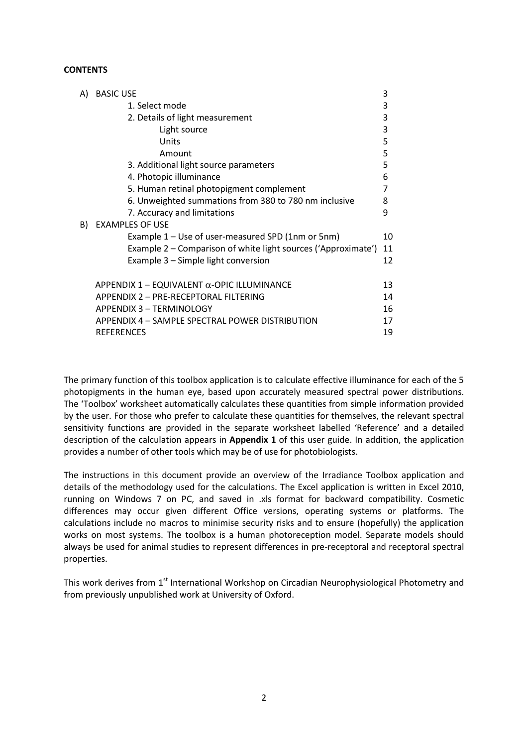**CONTENTS**

| | | |
|---|---|---|
| A) | BASIC USE | 3 |
| | 1. Select mode | 3 |
| | 2. Details of light measurement | 3 |
| | Light source | 3 |
| | Units | 5 |
| | Amount | 5 |
| | 3. Additional light source parameters | 5 |
| | 4. Photopic illuminance | 6 |
| | 5. Human retinal photopigment complement | 7 |
| | 6. Unweighted summations from 380 to 780 nm inclusive | 8 |
| | 7. Accuracy and limitations | 9 |
| B) | EXAMPLES OF USE | |
| | Example 1 – Use of user-measured SPD (1nm or 5nm) | 10 |
| | Example 2 – Comparison of white light sources ('Approximate') | 11 |
| | Example 3 – Simple light conversion | 12 |
| | APPENDIX 1 – EQUIVALENT $\alpha$-OPIC ILLUMINANCE | 13 |
| | APPENDIX 2 – PRE-RECEPTORAL FILTERING | 14 |
| | APPENDIX 3 – TERMINOLOGY | 16 |
| | APPENDIX 4 – SAMPLE SPECTRAL POWER DISTRIBUTION | 17 |
| | REFERENCES | 19 |

The primary function of this toolbox application is to calculate effective illuminance for each of the 5 photopigments in the human eye, based upon accurately measured spectral power distributions. The 'Toolbox' worksheet automatically calculates these quantities from simple information provided by the user. For those who prefer to calculate these quantities for themselves, the relevant spectral sensitivity functions are provided in the separate worksheet labelled 'Reference' and a detailed description of the calculation appears in **Appendix 1** of this user guide. In addition, the application provides a number of other tools which may be of use for photobiologists.

The instructions in this document provide an overview of the Irradiance Toolbox application and details of the methodology used for the calculations. The Excel application is written in Excel 2010, running on Windows 7 on PC, and saved in .xls format for backward compatibility. Cosmetic differences may occur given different Office versions, operating systems or platforms. The calculations include no macros to minimise security risks and to ensure (hopefully) the application works on most systems. The toolbox is a human photoreception model. Separate models should always be used for animal studies to represent differences in pre-receptoral and receptoral spectral properties.

This work derives from 1st International Workshop on Circadian Neurophysiological Photometry and from previously unpublished work at University of Oxford.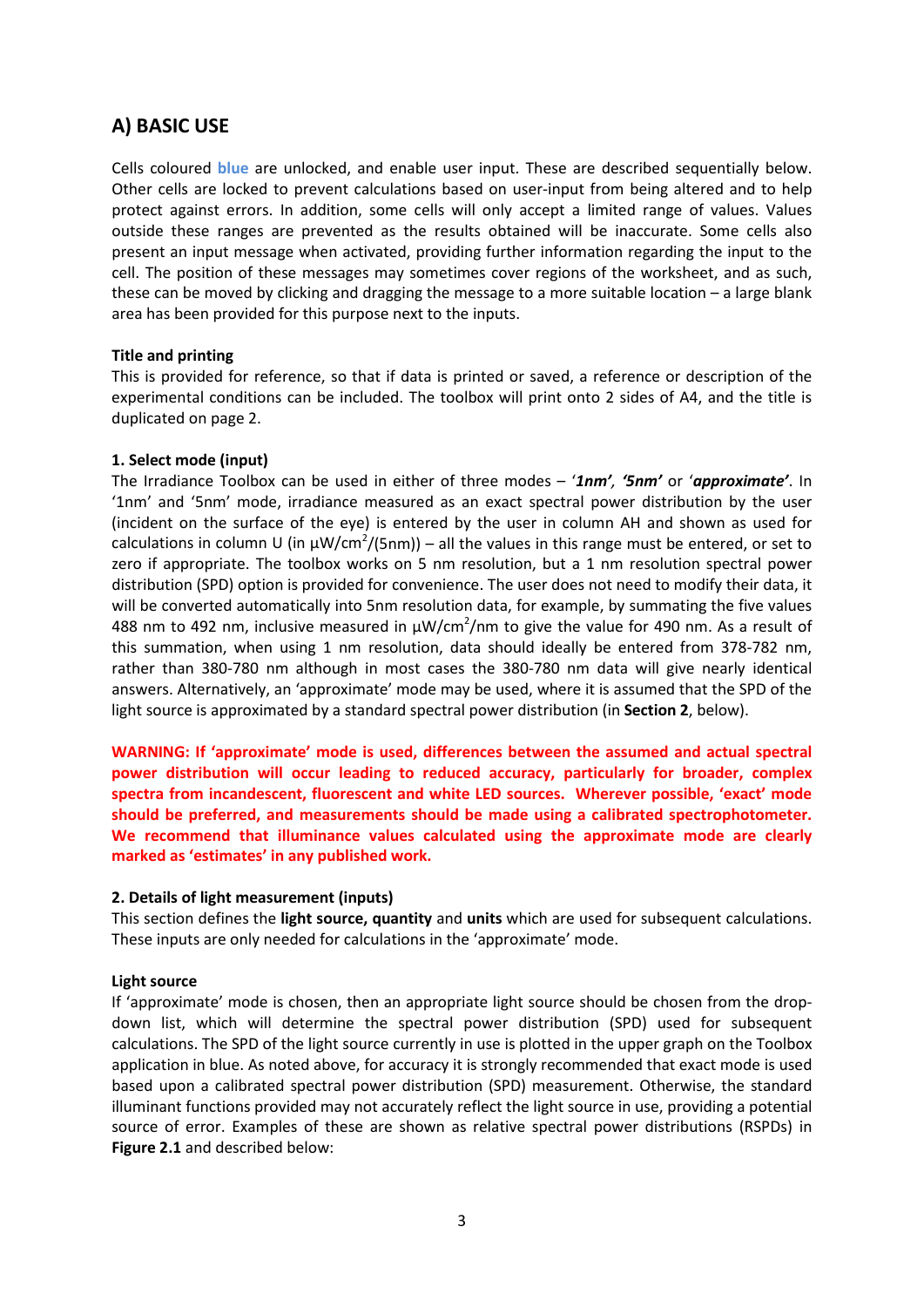## A) BASIC USE

Cells coloured **blue** are unlocked, and enable user input. These are described sequentially below. Other cells are locked to prevent calculations based on user-input from being altered and to help protect against errors. In addition, some cells will only accept a limited range of values. Values outside these ranges are prevented as the results obtained will be inaccurate. Some cells also present an input message when activated, providing further information regarding the input to the cell. The position of these messages may sometimes cover regions of the worksheet, and as such, these can be moved by clicking and dragging the message to a more suitable location – a large blank area has been provided for this purpose next to the inputs.

**Title and printing**

This is provided for reference, so that if data is printed or saved, a reference or description of the experimental conditions can be included. The toolbox will print onto 2 sides of A4, and the title is duplicated on page 2.

**1. Select mode (input)**

The Irradiance Toolbox can be used in either of three modes – '***1nm', '5nm'*** or '***approximate***'. In '1nm' and '5nm' mode, irradiance measured as an exact spectral power distribution by the user (incident on the surface of the eye) is entered by the user in column AH and shown as used for calculations in column U (in µW/cm$^2$/(5nm)) – all the values in this range must be entered, or set to zero if appropriate. The toolbox works on 5 nm resolution, but a 1 nm resolution spectral power distribution (SPD) option is provided for convenience. The user does not need to modify their data, it will be converted automatically into 5nm resolution data, for example, by summating the five values 488 nm to 492 nm, inclusive measured in µW/cm$^2$/nm to give the value for 490 nm. As a result of this summation, when using 1 nm resolution, data should ideally be entered from 378-782 nm, rather than 380-780 nm although in most cases the 380-780 nm data will give nearly identical answers. Alternatively, an 'approximate' mode may be used, where it is assumed that the SPD of the light source is approximated by a standard spectral power distribution (in **Section 2**, below).

**WARNING: If 'approximate' mode is used, differences between the assumed and actual spectral power distribution will occur leading to reduced accuracy, particularly for broader, complex spectra from incandescent, fluorescent and white LED sources. Wherever possible, 'exact' mode should be preferred, and measurements should be made using a calibrated spectrophotometer. We recommend that illuminance values calculated using the approximate mode are clearly marked as 'estimates' in any published work.**

**2. Details of light measurement (inputs)**

This section defines the **light source, quantity** and **units** which are used for subsequent calculations. These inputs are only needed for calculations in the 'approximate' mode.

**Light source**

If 'approximate' mode is chosen, then an appropriate light source should be chosen from the drop-down list, which will determine the spectral power distribution (SPD) used for subsequent calculations. The SPD of the light source currently in use is plotted in the upper graph on the Toolbox application in blue. As noted above, for accuracy it is strongly recommended that exact mode is used based upon a calibrated spectral power distribution (SPD) measurement. Otherwise, the standard illuminant functions provided may not accurately reflect the light source in use, providing a potential source of error. Examples of these are shown as relative spectral power distributions (RSPDs) in **Figure 2.1** and described below: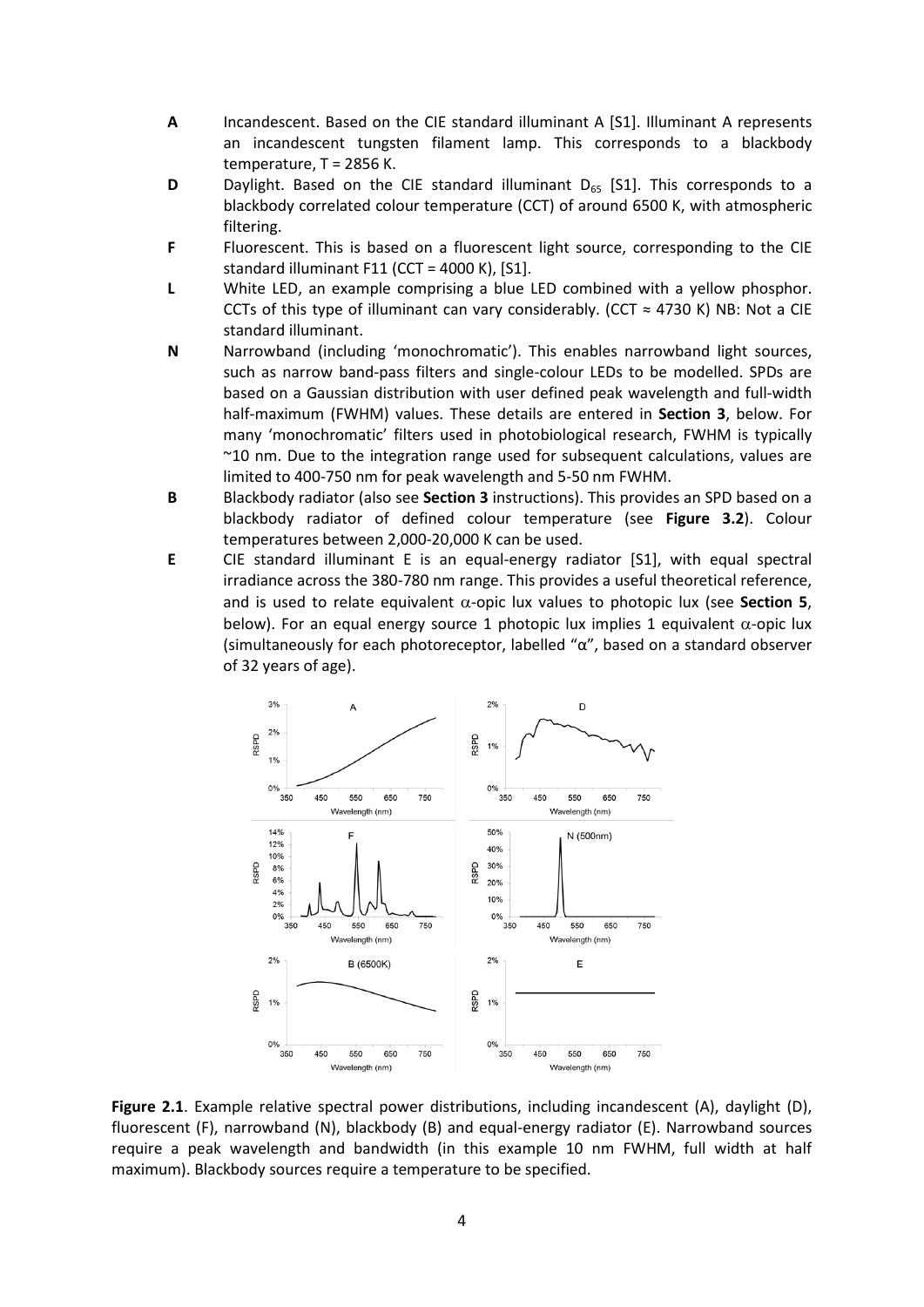**A** Incandescent. Based on the CIE standard illuminant A [S1]. Illuminant A represents an incandescent tungsten filament lamp. This corresponds to a blackbody temperature, T = 2856 K.

**D** Daylight. Based on the CIE standard illuminant $D_{65}$ [S1]. This corresponds to a blackbody correlated colour temperature (CCT) of around 6500 K, with atmospheric filtering.

**F** Fluorescent. This is based on a fluorescent light source, corresponding to the CIE standard illuminant F11 (CCT = 4000 K), [S1].

**L** White LED, an example comprising a blue LED combined with a yellow phosphor. CCTs of this type of illuminant can vary considerably. (CCT ≈ 4730 K) NB: Not a CIE standard illuminant.

**N** Narrowband (including 'monochromatic'). This enables narrowband light sources, such as narrow band-pass filters and single-colour LEDs to be modelled. SPDs are based on a Gaussian distribution with user defined peak wavelength and full-width half-maximum (FWHM) values. These details are entered in **Section 3**, below. For many 'monochromatic' filters used in photobiological research, FWHM is typically ~10 nm. Due to the integration range used for subsequent calculations, values are limited to 400-750 nm for peak wavelength and 5-50 nm FWHM.

**B** Blackbody radiator (also see **Section 3** instructions). This provides an SPD based on a blackbody radiator of defined colour temperature (see **Figure 3.2**). Colour temperatures between 2,000-20,000 K can be used.

**E** CIE standard illuminant E is an equal-energy radiator [S1], with equal spectral irradiance across the 380-780 nm range. This provides a useful theoretical reference, and is used to relate equivalent $\alpha$-opic lux values to photopic lux (see **Section 5**, below). For an equal energy source 1 photopic lux implies 1 equivalent $\alpha$-opic lux (simultaneously for each photoreceptor, labelled "α", based on a standard observer of 32 years of age).

**Figure 2.1**. Example relative spectral power distributions, including incandescent (A), daylight (D), fluorescent (F), narrowband (N), blackbody (B) and equal-energy radiator (E). Narrowband sources require a peak wavelength and bandwidth (in this example 10 nm FWHM, full width at half maximum). Blackbody sources require a temperature to be specified.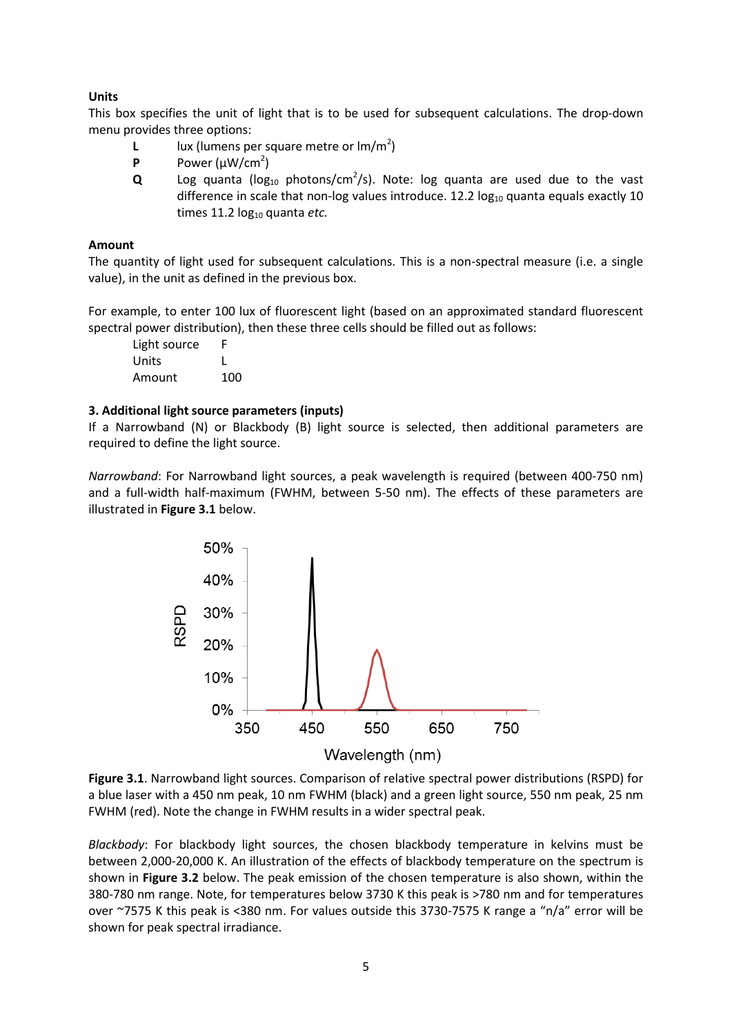**Units**

This box specifies the unit of light that is to be used for subsequent calculations. The drop-down menu provides three options:

- **L** lux (lumens per square metre or lm/m$^2$)
- **P** Power (µW/cm$^2$)
- **Q** Log quanta ($\log_{10}$ photons/cm$^2$/s). Note: log quanta are used due to the vast difference in scale that non-log values introduce. 12.2 $\log_{10}$ quanta equals exactly 10 times 11.2 $\log_{10}$ quanta *etc.*

**Amount**

The quantity of light used for subsequent calculations. This is a non-spectral measure (i.e. a single value), in the unit as defined in the previous box.

For example, to enter 100 lux of fluorescent light (based on an approximated standard fluorescent spectral power distribution), then these three cells should be filled out as follows:

| Light source | F |
|---|---|
| Units | L |
| Amount | 100 |

**3. Additional light source parameters (inputs)**

If a Narrowband (N) or Blackbody (B) light source is selected, then additional parameters are required to define the light source.

*Narrowband*: For Narrowband light sources, a peak wavelength is required (between 400-750 nm) and a full-width half-maximum (FWHM, between 5-50 nm). The effects of these parameters are illustrated in **Figure 3.1** below.

**Figure 3.1**. Narrowband light sources. Comparison of relative spectral power distributions (RSPD) for a blue laser with a 450 nm peak, 10 nm FWHM (black) and a green light source, 550 nm peak, 25 nm FWHM (red). Note the change in FWHM results in a wider spectral peak.

*Blackbody*: For blackbody light sources, the chosen blackbody temperature in kelvins must be between 2,000-20,000 K. An illustration of the effects of blackbody temperature on the spectrum is shown in **Figure 3.2** below. The peak emission of the chosen temperature is also shown, within the 380-780 nm range. Note, for temperatures below 3730 K this peak is >780 nm and for temperatures over ~7575 K this peak is <380 nm. For values outside this 3730-7575 K range a "n/a" error will be shown for peak spectral irradiance.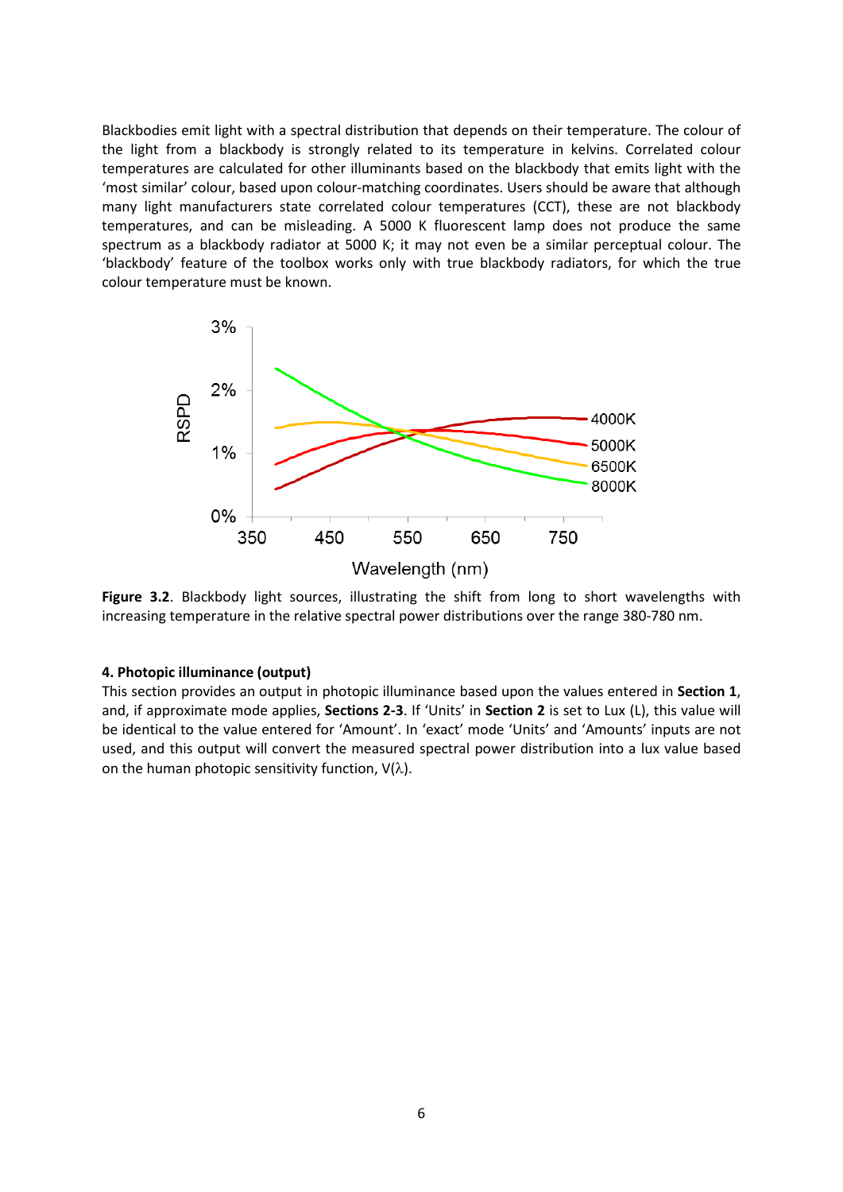Blackbodies emit light with a spectral distribution that depends on their temperature. The colour of the light from a blackbody is strongly related to its temperature in kelvins. Correlated colour temperatures are calculated for other illuminants based on the blackbody that emits light with the 'most similar' colour, based upon colour-matching coordinates. Users should be aware that although many light manufacturers state correlated colour temperatures (CCT), these are not blackbody temperatures, and can be misleading. A 5000 K fluorescent lamp does not produce the same spectrum as a blackbody radiator at 5000 K; it may not even be a similar perceptual colour. The 'blackbody' feature of the toolbox works only with true blackbody radiators, for which the true colour temperature must be known.

**Figure 3.2**. Blackbody light sources, illustrating the shift from long to short wavelengths with increasing temperature in the relative spectral power distributions over the range 380-780 nm.

#### 4. Photopic illuminance (output)

This section provides an output in photopic illuminance based upon the values entered in **Section 1**, and, if approximate mode applies, **Sections 2-3**. If 'Units' in **Section 2** is set to Lux (L), this value will be identical to the value entered for 'Amount'. In 'exact' mode 'Units' and 'Amounts' inputs are not used, and this output will convert the measured spectral power distribution into a lux value based on the human photopic sensitivity function, V(λ).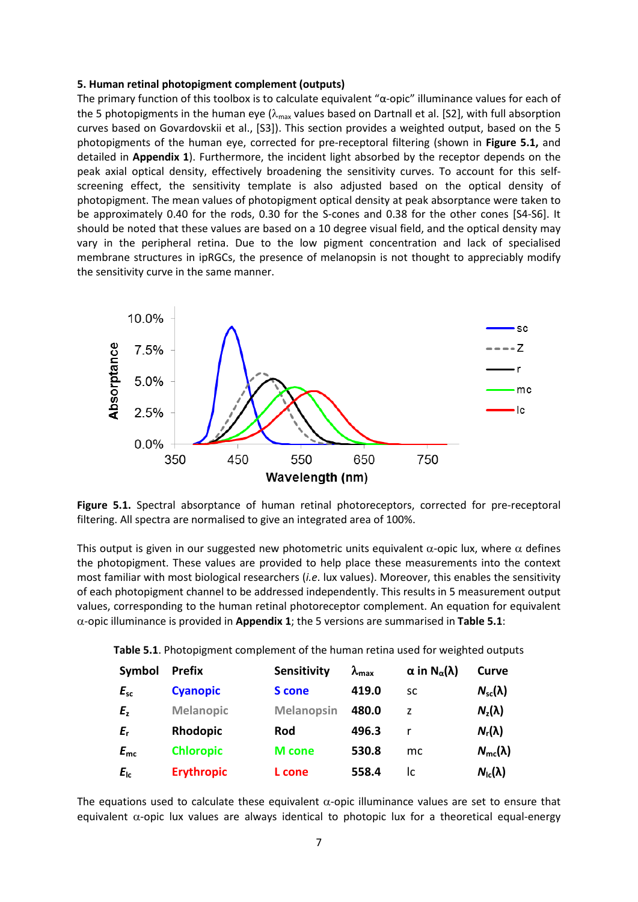### 5. Human retinal photopigment complement (outputs)

The primary function of this toolbox is to calculate equivalent "α-opic" illuminance values for each of the 5 photopigments in the human eye ($\lambda_{max}$ values based on Dartnall et al. [S2], with full absorption curves based on Govardovskii et al., [S3]). This section provides a weighted output, based on the 5 photopigments of the human eye, corrected for pre-receptoral filtering (shown in **Figure 5.1,** and detailed in **Appendix 1**). Furthermore, the incident light absorbed by the receptor depends on the peak axial optical density, effectively broadening the sensitivity curves. To account for this self-screening effect, the sensitivity template is also adjusted based on the optical density of photopigment. The mean values of photopigment optical density at peak absorptance were taken to be approximately 0.40 for the rods, 0.30 for the S-cones and 0.38 for the other cones [S4-S6]. It should be noted that these values are based on a 10 degree visual field, and the optical density may vary in the peripheral retina. Due to the low pigment concentration and lack of specialised membrane structures in ipRGCs, the presence of melanopsin is not thought to appreciably modify the sensitivity curve in the same manner.

**Figure 5.1.** Spectral absorptance of human retinal photoreceptors, corrected for pre-receptoral filtering. All spectra are normalised to give an integrated area of 100%.

This output is given in our suggested new photometric units equivalent α-opic lux, where α defines the photopigment. These values are provided to help place these measurements into the context most familiar with most biological researchers (*i.e.* lux values). Moreover, this enables the sensitivity of each photopigment channel to be addressed independently. This results in 5 measurement output values, corresponding to the human retinal photoreceptor complement. An equation for equivalent α-opic illuminance is provided in **Appendix 1**; the 5 versions are summarised in **Table 5.1**:

**Table 5.1**. Photopigment complement of the human retina used for weighted outputs

| Symbol | Prefix | Sensitivity | $\lambda_{max}$ | α in $N_\alpha(\lambda)$ | Curve |
|---|---|---|---|---|---|
| $E_{sc}$ | Cyanopic | S cone | 419.0 | sc | $N_{sc}(\lambda)$ |
| $E_z$ | Melanopic | Melanopsin | 480.0 | z | $N_z(\lambda)$ |
| $E_r$ | Rhodopic | Rod | 496.3 | r | $N_r(\lambda)$ |
| $E_{mc}$ | Chloropic | M cone | 530.8 | mc | $N_{mc}(\lambda)$ |
| $E_{lc}$ | Erythropic | L cone | 558.4 | lc | $N_{lc}(\lambda)$ |

The equations used to calculate these equivalent α-opic illuminance values are set to ensure that equivalent α-opic lux values are always identical to photopic lux for a theoretical equal-energy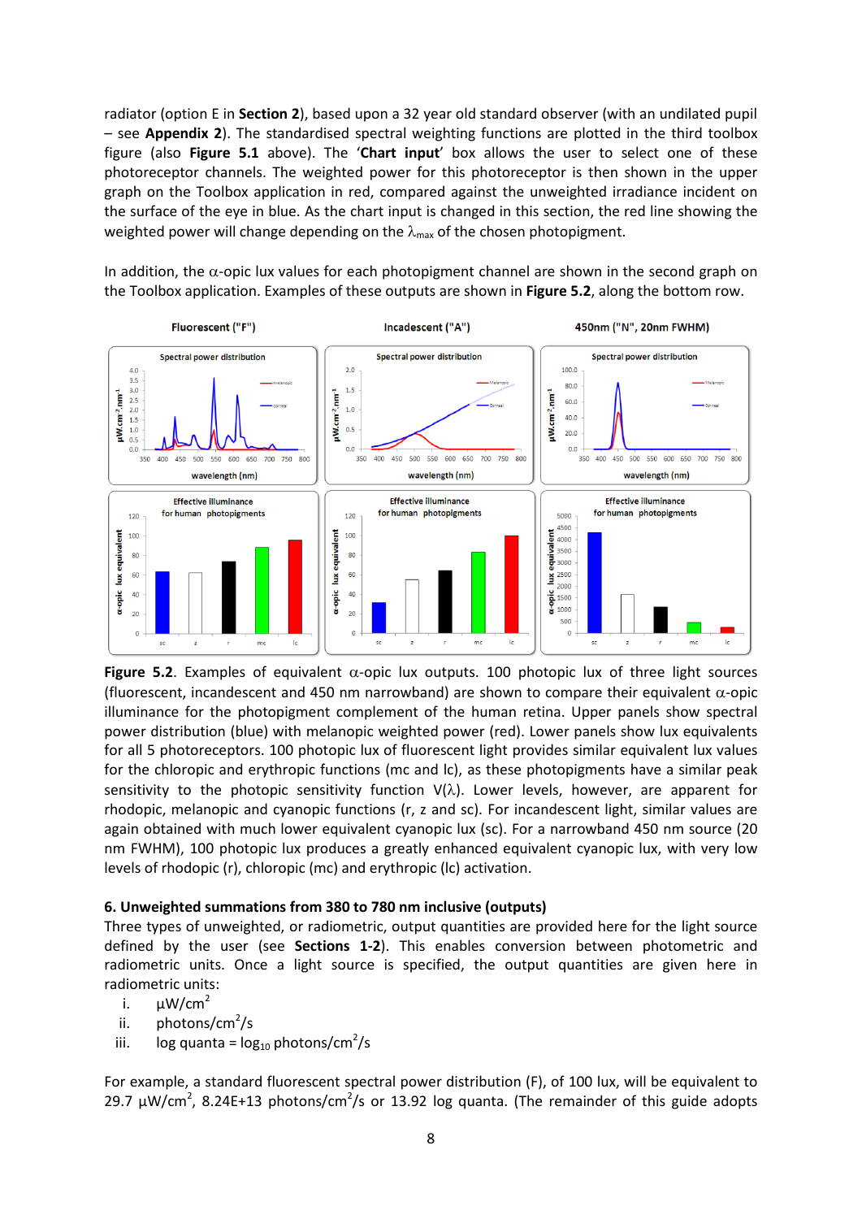radiator (option E in **Section 2**), based upon a 32 year old standard observer (with an undilated pupil – see **Appendix 2**). The standardised spectral weighting functions are plotted in the third toolbox figure (also **Figure 5.1** above). The '**Chart input**' box allows the user to select one of these photoreceptor channels. The weighted power for this photoreceptor is then shown in the upper graph on the Toolbox application in red, compared against the unweighted irradiance incident on the surface of the eye in blue. As the chart input is changed in this section, the red line showing the weighted power will change depending on the $\lambda_{max}$ of the chosen photopigment.

In addition, the $\alpha$-opic lux values for each photopigment channel are shown in the second graph on the Toolbox application. Examples of these outputs are shown in **Figure 5.2**, along the bottom row.

**Figure 5.2**. Examples of equivalent $\alpha$-opic lux outputs. 100 photopic lux of three light sources (fluorescent, incandescent and 450 nm narrowband) are shown to compare their equivalent $\alpha$-opic illuminance for the photopigment complement of the human retina. Upper panels show spectral power distribution (blue) with melanopic weighted power (red). Lower panels show lux equivalents for all 5 photoreceptors. 100 photopic lux of fluorescent light provides similar equivalent lux values for the chloropic and erythropic functions (mc and lc), as these photopigments have a similar peak sensitivity to the photopic sensitivity function V($\lambda$). Lower levels, however, are apparent for rhodopic, melanopic and cyanopic functions (r, z and sc). For incandescent light, similar values are again obtained with much lower equivalent cyanopic lux (sc). For a narrowband 450 nm source (20 nm FWHM), 100 photopic lux produces a greatly enhanced equivalent cyanopic lux, with very low levels of rhodopic (r), chloropic (mc) and erythropic (lc) activation.

### 6. Unweighted summations from 380 to 780 nm inclusive (outputs)

Three types of unweighted, or radiometric, output quantities are provided here for the light source defined by the user (see **Sections 1-2**). This enables conversion between photometric and radiometric units. Once a light source is specified, the output quantities are given here in radiometric units:

i. $\mu$W/cm$^2$
ii. photons/cm$^2$/s
iii. log quanta = $\log_{10}$ photons/cm$^2$/s

For example, a standard fluorescent spectral power distribution (F), of 100 lux, will be equivalent to 29.7 $\mu$W/cm$^2$, 8.24E+13 photons/cm$^2$/s or 13.92 log quanta. (The remainder of this guide adopts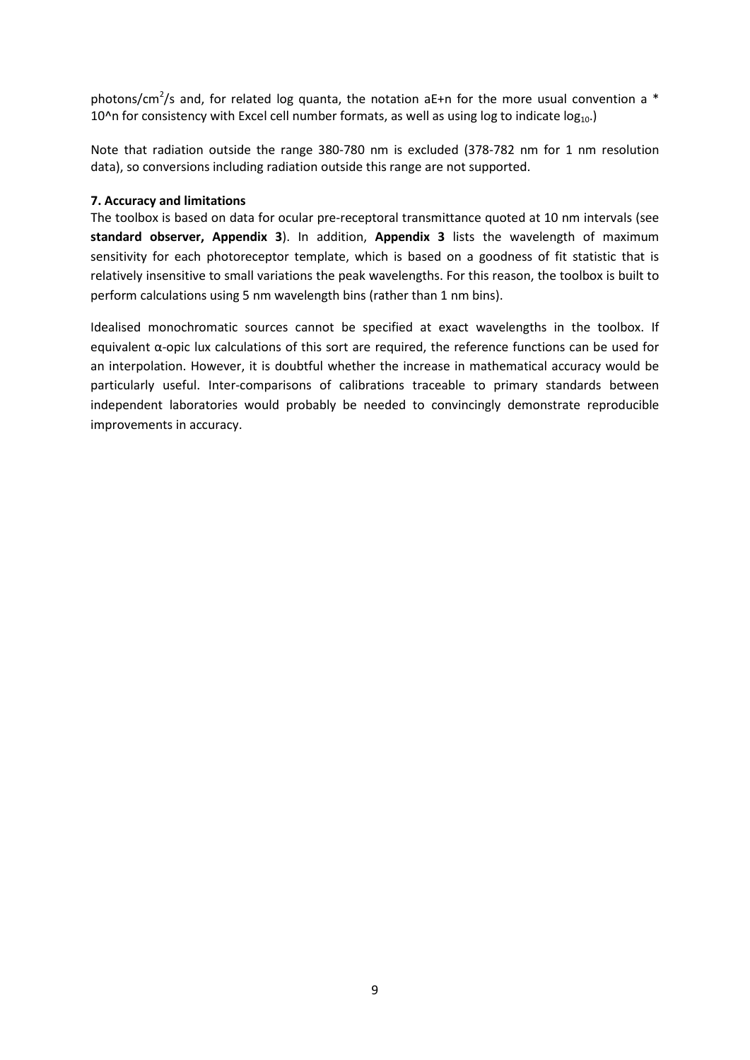photons/cm$^2$/s and, for related log quanta, the notation aE+n for the more usual convention a * 10^n for consistency with Excel cell number formats, as well as using log to indicate $\log_{10}$.)

Note that radiation outside the range 380-780 nm is excluded (378-782 nm for 1 nm resolution data), so conversions including radiation outside this range are not supported.

**7. Accuracy and limitations**

The toolbox is based on data for ocular pre-receptoral transmittance quoted at 10 nm intervals (see **standard observer, Appendix 3**). In addition, **Appendix 3** lists the wavelength of maximum sensitivity for each photoreceptor template, which is based on a goodness of fit statistic that is relatively insensitive to small variations the peak wavelengths. For this reason, the toolbox is built to perform calculations using 5 nm wavelength bins (rather than 1 nm bins).

Idealised monochromatic sources cannot be specified at exact wavelengths in the toolbox. If equivalent α-opic lux calculations of this sort are required, the reference functions can be used for an interpolation. However, it is doubtful whether the increase in mathematical accuracy would be particularly useful. Inter-comparisons of calibrations traceable to primary standards between independent laboratories would probably be needed to convincingly demonstrate reproducible improvements in accuracy.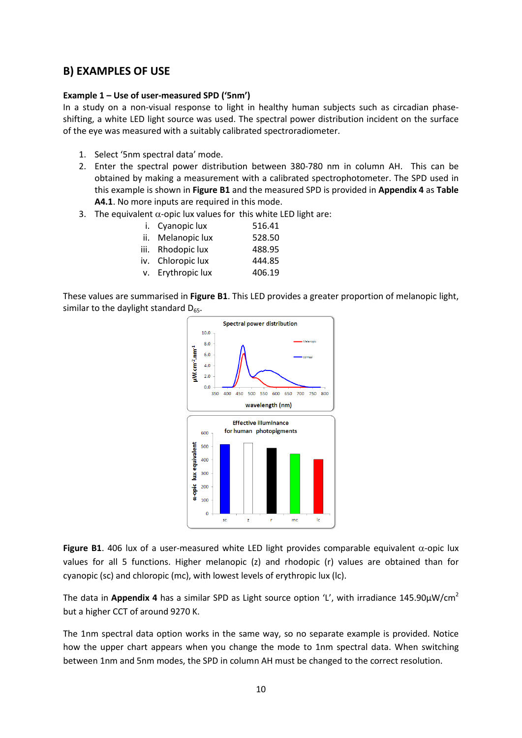## B) EXAMPLES OF USE

**Example 1 – Use of user-measured SPD ('5nm')**

In a study on a non-visual response to light in healthy human subjects such as circadian phase-shifting, a white LED light source was used. The spectral power distribution incident on the surface of the eye was measured with a suitably calibrated spectroradiometer.

1. Select '5nm spectral data' mode.
2. Enter the spectral power distribution between 380-780 nm in column AH. This can be obtained by making a measurement with a calibrated spectrophotometer. The SPD used in this example is shown in **Figure B1** and the measured SPD is provided in **Appendix 4** as **Table A4.1**. No more inputs are required in this mode.
3. The equivalent $\alpha$-opic lux values for this white LED light are:
   - i. Cyanopic lux 516.41
   - ii. Melanopic lux 528.50
   - iii. Rhodopic lux 488.95
   - iv. Chloropic lux 444.85
   - v. Erythropic lux 406.19

These values are summarised in **Figure B1**. This LED provides a greater proportion of melanopic light, similar to the daylight standard $D_{65}$.

**Figure B1**. 406 lux of a user-measured white LED light provides comparable equivalent $\alpha$-opic lux values for all 5 functions. Higher melanopic (z) and rhodopic (r) values are obtained than for cyanopic (sc) and chloropic (mc), with lowest levels of erythropic lux (lc).

The data in **Appendix 4** has a similar SPD as Light source option 'L', with irradiance 145.90µW/cm$^2$ but a higher CCT of around 9270 K.

The 1nm spectral data option works in the same way, so no separate example is provided. Notice how the upper chart appears when you change the mode to 1nm spectral data. When switching between 1nm and 5nm modes, the SPD in column AH must be changed to the correct resolution.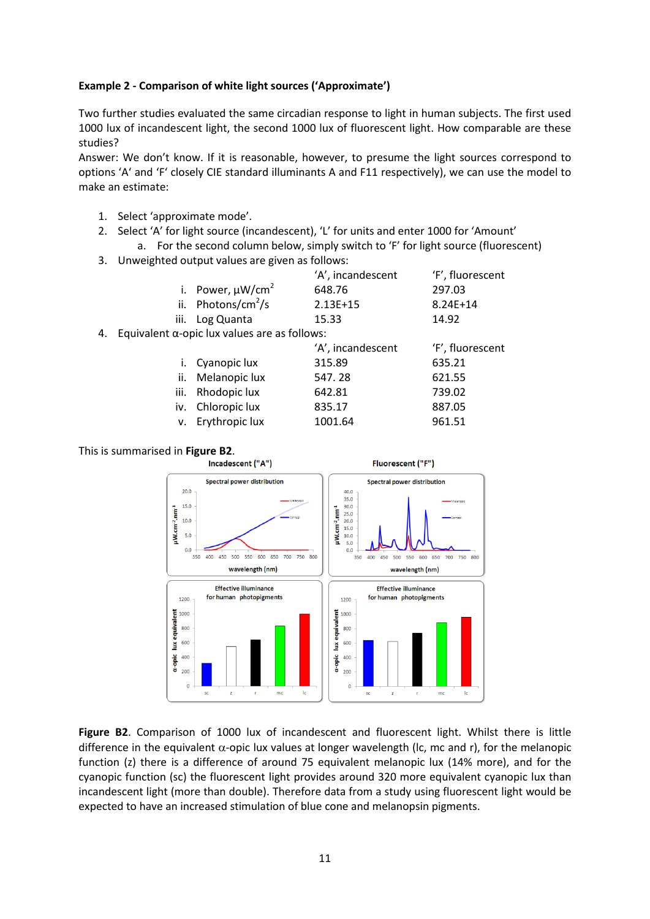**Example 2 - Comparison of white light sources ('Approximate')**

Two further studies evaluated the same circadian response to light in human subjects. The first used 1000 lux of incandescent light, the second 1000 lux of fluorescent light. How comparable are these studies?

Answer: We don't know. If it is reasonable, however, to presume the light sources correspond to options 'A' and 'F' closely CIE standard illuminants A and F11 respectively), we can use the model to make an estimate:

1. Select 'approximate mode'.
2. Select 'A' for light source (incandescent), 'L' for units and enter 1000 for 'Amount'
   a. For the second column below, simply switch to 'F' for light source (fluorescent)
3. Unweighted output values are given as follows:

| | 'A', incandescent | 'F', fluorescent |
|---|---|---|
| i. Power, μW/cm$^2$ | 648.76 | 297.03 |
| ii. Photons/cm$^2$/s | 2.13E+15 | 8.24E+14 |
| iii. Log Quanta | 15.33 | 14.92 |

4. Equivalent α-opic lux values are as follows:

| | 'A', incandescent | 'F', fluorescent |
|---|---|---|
| i. Cyanopic lux | 315.89 | 635.21 |
| ii. Melanopic lux | 547. 28 | 621.55 |
| iii. Rhodopic lux | 642.81 | 739.02 |
| iv. Chloropic lux | 835.17 | 887.05 |
| v. Erythropic lux | 1001.64 | 961.51 |

This is summarised in **Figure B2**.

**Figure B2**. Comparison of 1000 lux of incandescent and fluorescent light. Whilst there is little difference in the equivalent α-opic lux values at longer wavelength (lc, mc and r), for the melanopic function (z) there is a difference of around 75 equivalent melanopic lux (14% more), and for the cyanopic function (sc) the fluorescent light provides around 320 more equivalent cyanopic lux than incandescent light (more than double). Therefore data from a study using fluorescent light would be expected to have an increased stimulation of blue cone and melanopsin pigments.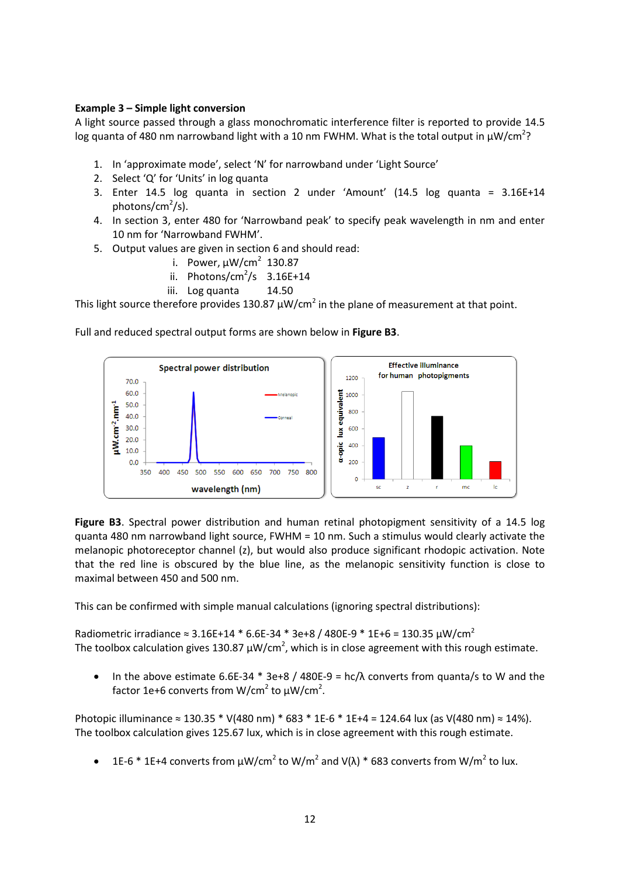**Example 3 – Simple light conversion**

A light source passed through a glass monochromatic interference filter is reported to provide 14.5 log quanta of 480 nm narrowband light with a 10 nm FWHM. What is the total output in μW/cm$^2$?

1. In 'approximate mode', select 'N' for narrowband under 'Light Source'
2. Select 'Q' for 'Units' in log quanta
3. Enter 14.5 log quanta in section 2 under 'Amount' (14.5 log quanta = 3.16E+14 photons/cm$^2$/s).
4. In section 3, enter 480 for 'Narrowband peak' to specify peak wavelength in nm and enter 10 nm for 'Narrowband FWHM'.
5. Output values are given in section 6 and should read:
   i. Power, μW/cm$^2$ 130.87
   ii. Photons/cm$^2$/s 3.16E+14
   iii. Log quanta 14.50

This light source therefore provides 130.87 μW/cm$^2$ in the plane of measurement at that point.

Full and reduced spectral output forms are shown below in **Figure B3**.

**Figure B3**. Spectral power distribution and human retinal photopigment sensitivity of a 14.5 log quanta 480 nm narrowband light source, FWHM = 10 nm. Such a stimulus would clearly activate the melanopic photoreceptor channel (z), but would also produce significant rhodopic activation. Note that the red line is obscured by the blue line, as the melanopic sensitivity function is close to maximal between 450 and 500 nm.

This can be confirmed with simple manual calculations (ignoring spectral distributions):

Radiometric irradiance ≈ 3.16E+14 * 6.6E-34 * 3e+8 / 480E-9 * 1E+6 = 130.35 μW/cm$^2$

The toolbox calculation gives 130.87 μW/cm$^2$, which is in close agreement with this rough estimate.

- In the above estimate 6.6E-34 * 3e+8 / 480E-9 = hc/λ converts from quanta/s to W and the factor 1e+6 converts from W/cm$^2$ to μW/cm$^2$.

Photopic illuminance ≈ 130.35 * V(480 nm) * 683 * 1E-6 * 1E+4 = 124.64 lux (as V(480 nm) ≈ 14%).

The toolbox calculation gives 125.67 lux, which is in close agreement with this rough estimate.

- 1E-6 * 1E+4 converts from μW/cm$^2$ to W/m$^2$ and V(λ) * 683 converts from W/m$^2$ to lux.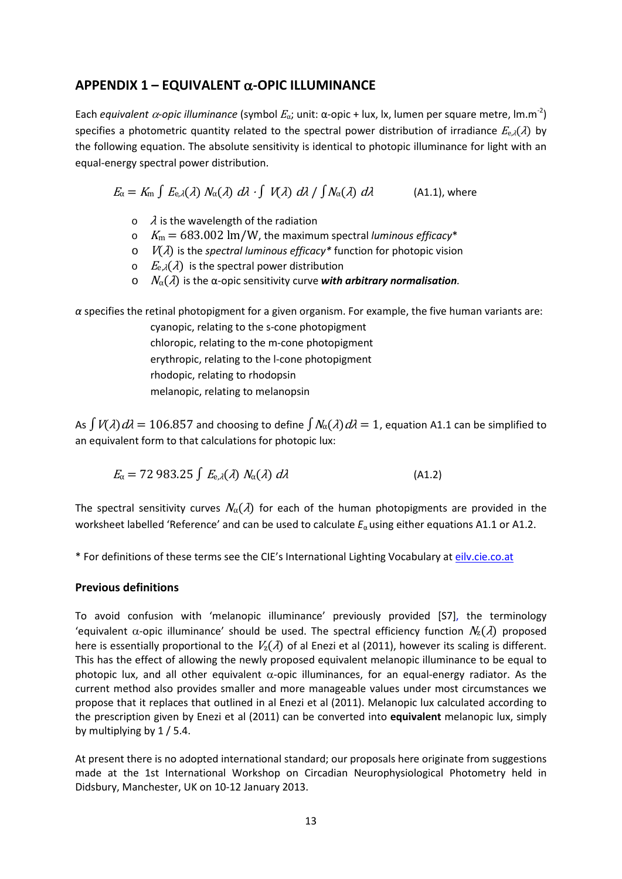## APPENDIX 1 – EQUIVALENT α-OPIC ILLUMINANCE

Each *equivalent α-opic illuminance* (symbol $E_\alpha$; unit: α-opic + lux, lx, lumen per square metre, $\mathrm{lm.m^{-2}}$) specifies a photometric quantity related to the spectral power distribution of irradiance $E_{e,\lambda}(\lambda)$ by the following equation. The absolute sensitivity is identical to photopic illuminance for light with an equal-energy spectral power distribution.

$$E_\alpha = K_m \int E_{e,\lambda}(\lambda)\, N_\alpha(\lambda)\, d\lambda \cdot \int V(\lambda)\, d\lambda \,/\, \int N_\alpha(\lambda)\, d\lambda \qquad \text{(A1.1), where}$$

- $\lambda$ is the wavelength of the radiation
- $K_m = 683.002\ \mathrm{lm/W}$, the maximum spectral *luminous efficacy**
- $V(\lambda)$ is the *spectral luminous efficacy** function for photopic vision
- $E_{e,\lambda}(\lambda)$ is the spectral power distribution
- $N_\alpha(\lambda)$ is the α-opic sensitivity curve ***with arbitrary normalisation.***

*α* specifies the retinal photopigment for a given organism. For example, the five human variants are:

cyanopic, relating to the s-cone photopigment
chloropic, relating to the m-cone photopigment
erythropic, relating to the l-cone photopigment
rhodopic, relating to rhodopsin
melanopic, relating to melanopsin

As $\int V(\lambda)\, d\lambda = 106.857$ and choosing to define $\int N_\alpha(\lambda)\, d\lambda = 1$, equation A1.1 can be simplified to an equivalent form to that calculations for photopic lux:

$$E_\alpha = 72\,983.25 \int E_{e,\lambda}(\lambda)\, N_\alpha(\lambda)\, d\lambda \qquad \text{(A1.2)}$$

The spectral sensitivity curves $N_\alpha(\lambda)$ for each of the human photopigments are provided in the worksheet labelled 'Reference' and can be used to calculate $E_\alpha$ using either equations A1.1 or A1.2.

* For definitions of these terms see the CIE's International Lighting Vocabulary at eilv.cie.co.at

### Previous definitions

To avoid confusion with 'melanopic illuminance' previously provided [S7], the terminology 'equivalent α-opic illuminance' should be used. The spectral efficiency function $N_z(\lambda)$ proposed here is essentially proportional to the $V_z(\lambda)$ of al Enezi et al (2011), however its scaling is different. This has the effect of allowing the newly proposed equivalent melanopic illuminance to be equal to photopic lux, and all other equivalent α-opic illuminances, for an equal-energy radiator. As the current method also provides smaller and more manageable values under most circumstances we propose that it replaces that outlined in al Enezi et al (2011). Melanopic lux calculated according to the prescription given by Enezi et al (2011) can be converted into **equivalent** melanopic lux, simply by multiplying by 1 / 5.4.

At present there is no adopted international standard; our proposals here originate from suggestions made at the 1st International Workshop on Circadian Neurophysiological Photometry held in Didsbury, Manchester, UK on 10-12 January 2013.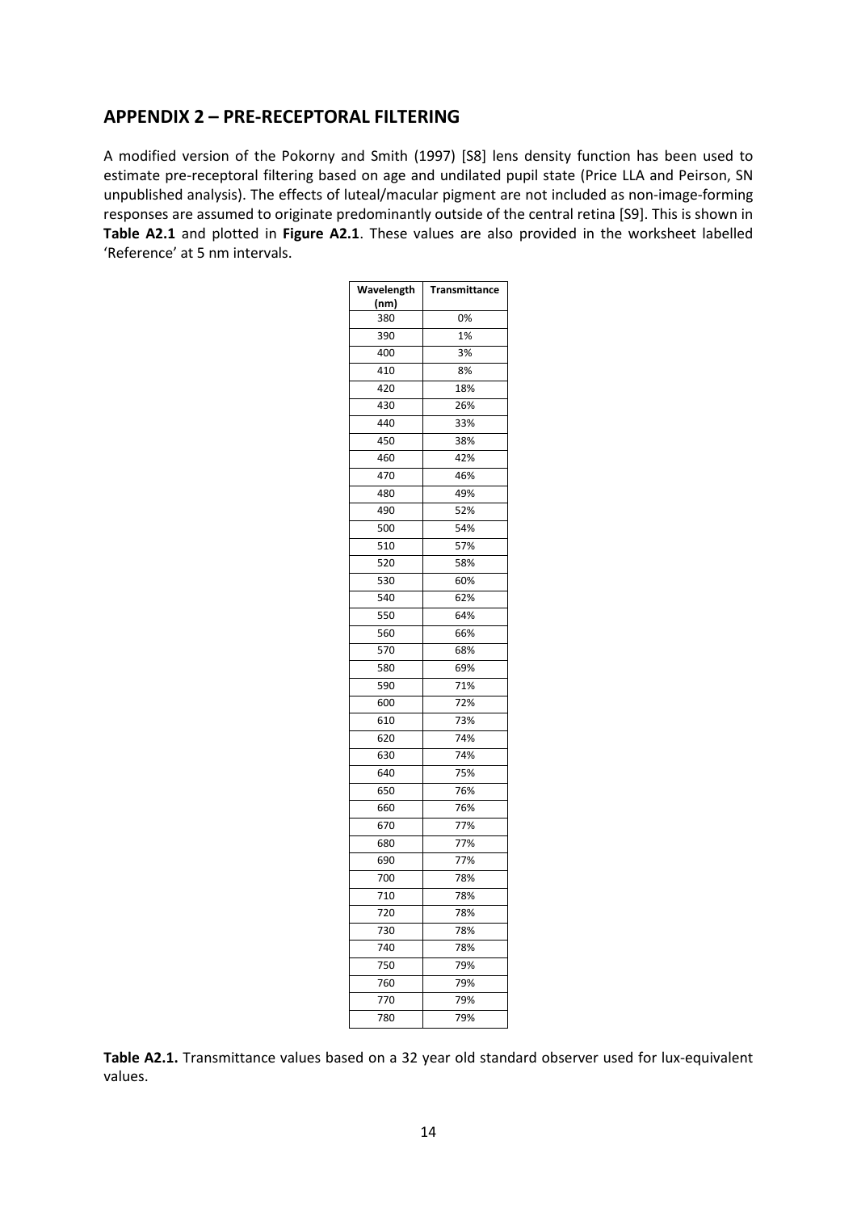## APPENDIX 2 – PRE-RECEPTORAL FILTERING

A modified version of the Pokorny and Smith (1997) [S8] lens density function has been used to estimate pre-receptoral filtering based on age and undilated pupil state (Price LLA and Peirson, SN unpublished analysis). The effects of luteal/macular pigment are not included as non-image-forming responses are assumed to originate predominantly outside of the central retina [S9]. This is shown in **Table A2.1** and plotted in **Figure A2.1**. These values are also provided in the worksheet labelled 'Reference' at 5 nm intervals.

| Wavelength (nm) | Transmittance |
|---|---|
| 380 | 0% |
| 390 | 1% |
| 400 | 3% |
| 410 | 8% |
| 420 | 18% |
| 430 | 26% |
| 440 | 33% |
| 450 | 38% |
| 460 | 42% |
| 470 | 46% |
| 480 | 49% |
| 490 | 52% |
| 500 | 54% |
| 510 | 57% |
| 520 | 58% |
| 530 | 60% |
| 540 | 62% |
| 550 | 64% |
| 560 | 66% |
| 570 | 68% |
| 580 | 69% |
| 590 | 71% |
| 600 | 72% |
| 610 | 73% |
| 620 | 74% |
| 630 | 74% |
| 640 | 75% |
| 650 | 76% |
| 660 | 76% |
| 670 | 77% |
| 680 | 77% |
| 690 | 77% |
| 700 | 78% |
| 710 | 78% |
| 720 | 78% |
| 730 | 78% |
| 740 | 78% |
| 750 | 79% |
| 760 | 79% |
| 770 | 79% |
| 780 | 79% |

**Table A2.1.** Transmittance values based on a 32 year old standard observer used for lux-equivalent values.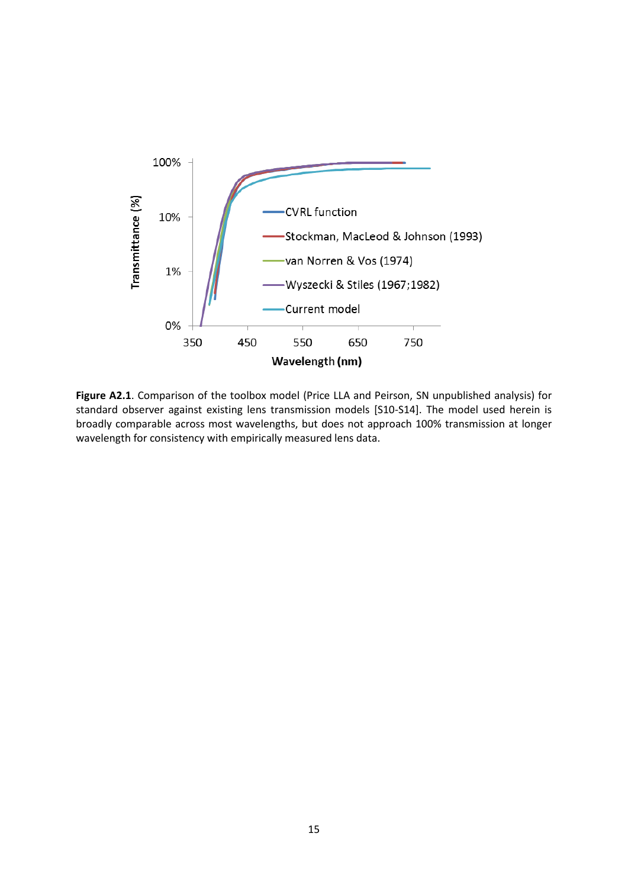**Figure A2.1**. Comparison of the toolbox model (Price LLA and Peirson, SN unpublished analysis) for standard observer against existing lens transmission models [S10-S14]. The model used herein is broadly comparable across most wavelengths, but does not approach 100% transmission at longer wavelength for consistency with empirically measured lens data.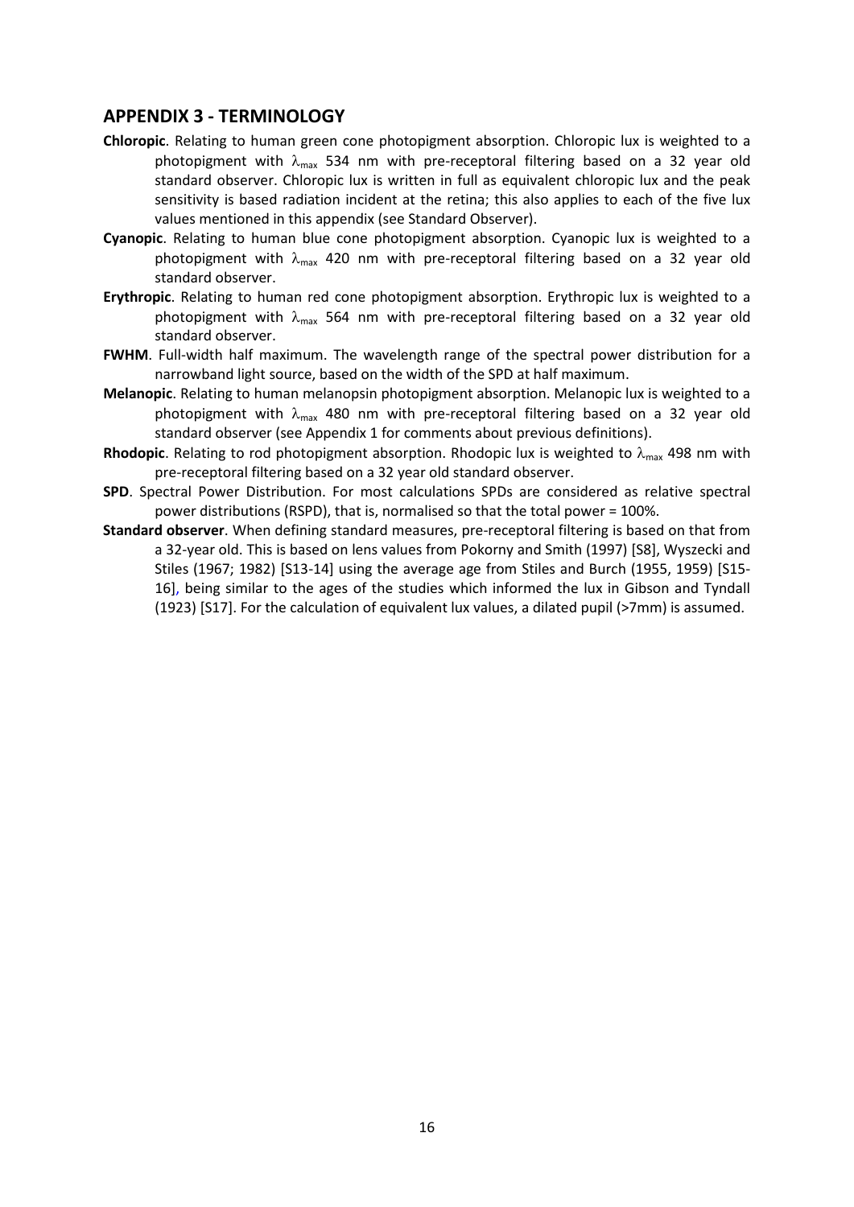## APPENDIX 3 - TERMINOLOGY

**Chloropic**. Relating to human green cone photopigment absorption. Chloropic lux is weighted to a photopigment with $\lambda_{max}$ 534 nm with pre-receptoral filtering based on a 32 year old standard observer. Chloropic lux is written in full as equivalent chloropic lux and the peak sensitivity is based radiation incident at the retina; this also applies to each of the five lux values mentioned in this appendix (see Standard Observer).

**Cyanopic**. Relating to human blue cone photopigment absorption. Cyanopic lux is weighted to a photopigment with $\lambda_{max}$ 420 nm with pre-receptoral filtering based on a 32 year old standard observer.

**Erythropic**. Relating to human red cone photopigment absorption. Erythropic lux is weighted to a photopigment with $\lambda_{max}$ 564 nm with pre-receptoral filtering based on a 32 year old standard observer.

**FWHM**. Full-width half maximum. The wavelength range of the spectral power distribution for a narrowband light source, based on the width of the SPD at half maximum.

**Melanopic**. Relating to human melanopsin photopigment absorption. Melanopic lux is weighted to a photopigment with $\lambda_{max}$ 480 nm with pre-receptoral filtering based on a 32 year old standard observer (see Appendix 1 for comments about previous definitions).

**Rhodopic**. Relating to rod photopigment absorption. Rhodopic lux is weighted to $\lambda_{max}$ 498 nm with pre-receptoral filtering based on a 32 year old standard observer.

**SPD**. Spectral Power Distribution. For most calculations SPDs are considered as relative spectral power distributions (RSPD), that is, normalised so that the total power = 100%.

**Standard observer**. When defining standard measures, pre-receptoral filtering is based on that from a 32-year old. This is based on lens values from Pokorny and Smith (1997) [S8], Wyszecki and Stiles (1967; 1982) [S13-14] using the average age from Stiles and Burch (1955, 1959) [S15-16], being similar to the ages of the studies which informed the lux in Gibson and Tyndall (1923) [S17]. For the calculation of equivalent lux values, a dilated pupil (>7mm) is assumed.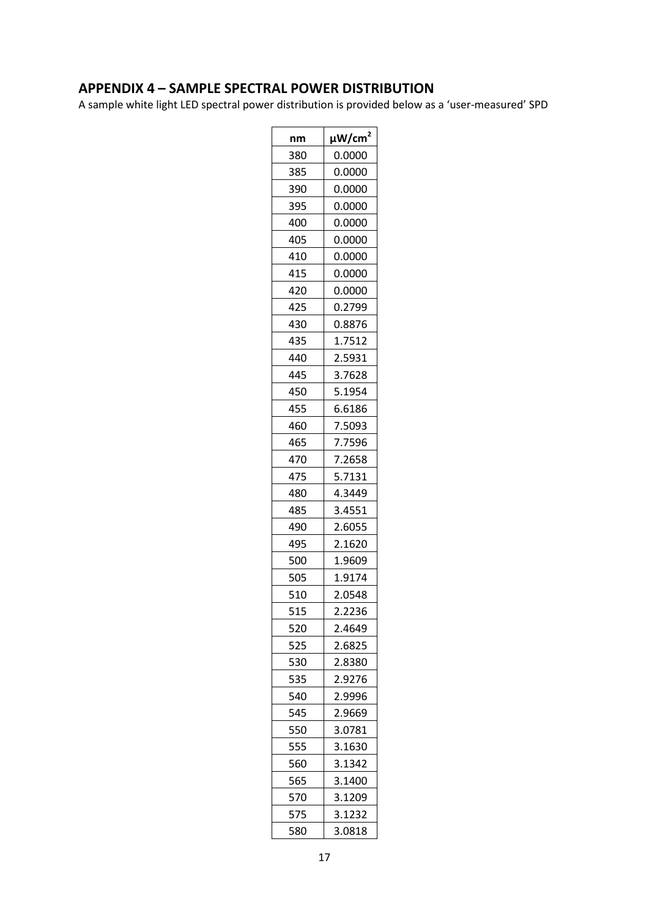## APPENDIX 4 – SAMPLE SPECTRAL POWER DISTRIBUTION

A sample white light LED spectral power distribution is provided below as a 'user-measured' SPD

| nm | μW/cm$^2$ |
|---|---|
| 380 | 0.0000 |
| 385 | 0.0000 |
| 390 | 0.0000 |
| 395 | 0.0000 |
| 400 | 0.0000 |
| 405 | 0.0000 |
| 410 | 0.0000 |
| 415 | 0.0000 |
| 420 | 0.0000 |
| 425 | 0.2799 |
| 430 | 0.8876 |
| 435 | 1.7512 |
| 440 | 2.5931 |
| 445 | 3.7628 |
| 450 | 5.1954 |
| 455 | 6.6186 |
| 460 | 7.5093 |
| 465 | 7.7596 |
| 470 | 7.2658 |
| 475 | 5.7131 |
| 480 | 4.3449 |
| 485 | 3.4551 |
| 490 | 2.6055 |
| 495 | 2.1620 |
| 500 | 1.9609 |
| 505 | 1.9174 |
| 510 | 2.0548 |
| 515 | 2.2236 |
| 520 | 2.4649 |
| 525 | 2.6825 |
| 530 | 2.8380 |
| 535 | 2.9276 |
| 540 | 2.9996 |
| 545 | 2.9669 |
| 550 | 3.0781 |
| 555 | 3.1630 |
| 560 | 3.1342 |
| 565 | 3.1400 |
| 570 | 3.1209 |
| 575 | 3.1232 |
| 580 | 3.0818 |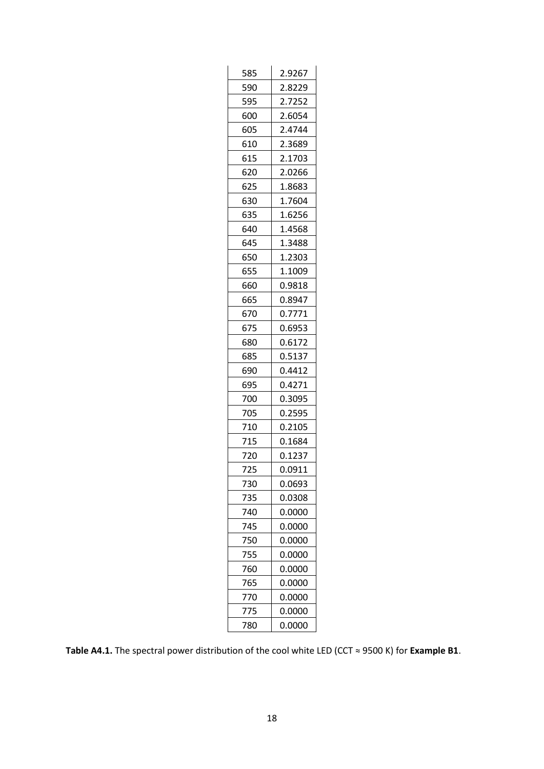| 585 | 2.9267 |
|---|---|
| 590 | 2.8229 |
| 595 | 2.7252 |
| 600 | 2.6054 |
| 605 | 2.4744 |
| 610 | 2.3689 |
| 615 | 2.1703 |
| 620 | 2.0266 |
| 625 | 1.8683 |
| 630 | 1.7604 |
| 635 | 1.6256 |
| 640 | 1.4568 |
| 645 | 1.3488 |
| 650 | 1.2303 |
| 655 | 1.1009 |
| 660 | 0.9818 |
| 665 | 0.8947 |
| 670 | 0.7771 |
| 675 | 0.6953 |
| 680 | 0.6172 |
| 685 | 0.5137 |
| 690 | 0.4412 |
| 695 | 0.4271 |
| 700 | 0.3095 |
| 705 | 0.2595 |
| 710 | 0.2105 |
| 715 | 0.1684 |
| 720 | 0.1237 |
| 725 | 0.0911 |
| 730 | 0.0693 |
| 735 | 0.0308 |
| 740 | 0.0000 |
| 745 | 0.0000 |
| 750 | 0.0000 |
| 755 | 0.0000 |
| 760 | 0.0000 |
| 765 | 0.0000 |
| 770 | 0.0000 |
| 775 | 0.0000 |
| 780 | 0.0000 |

**Table A4.1.** The spectral power distribution of the cool white LED (CCT ≈ 9500 K) for **Example B1**.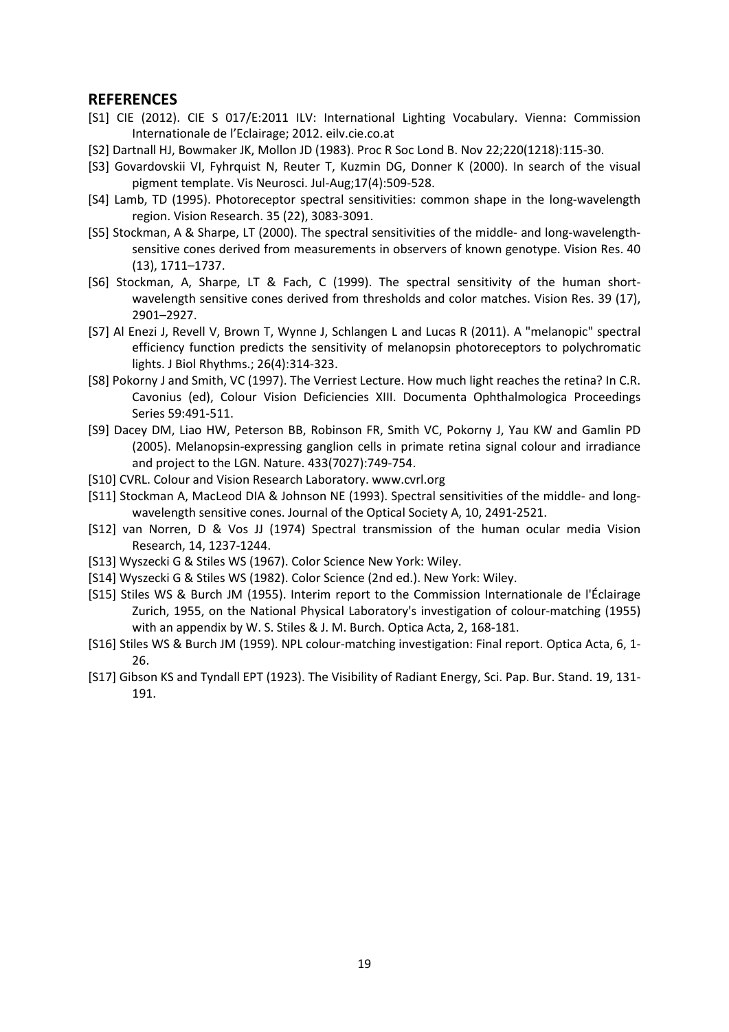## REFERENCES

[S1] CIE (2012). CIE S 017/E:2011 ILV: International Lighting Vocabulary. Vienna: Commission Internationale de l'Eclairage; 2012. eilv.cie.co.at

[S2] Dartnall HJ, Bowmaker JK, Mollon JD (1983). Proc R Soc Lond B. Nov 22;220(1218):115-30.

[S3] Govardovskii VI, Fyhrquist N, Reuter T, Kuzmin DG, Donner K (2000). In search of the visual pigment template. Vis Neurosci. Jul-Aug;17(4):509-528.

[S4] Lamb, TD (1995). Photoreceptor spectral sensitivities: common shape in the long-wavelength region. Vision Research. 35 (22), 3083-3091.

[S5] Stockman, A & Sharpe, LT (2000). The spectral sensitivities of the middle- and long-wavelength-sensitive cones derived from measurements in observers of known genotype. Vision Res. 40 (13), 1711–1737.

[S6] Stockman, A, Sharpe, LT & Fach, C (1999). The spectral sensitivity of the human short-wavelength sensitive cones derived from thresholds and color matches. Vision Res. 39 (17), 2901–2927.

[S7] Al Enezi J, Revell V, Brown T, Wynne J, Schlangen L and Lucas R (2011). A "melanopic" spectral efficiency function predicts the sensitivity of melanopsin photoreceptors to polychromatic lights. J Biol Rhythms.; 26(4):314-323.

[S8] Pokorny J and Smith, VC (1997). The Verriest Lecture. How much light reaches the retina? In C.R. Cavonius (ed), Colour Vision Deficiencies XIII. Documenta Ophthalmologica Proceedings Series 59:491-511.

[S9] Dacey DM, Liao HW, Peterson BB, Robinson FR, Smith VC, Pokorny J, Yau KW and Gamlin PD (2005). Melanopsin-expressing ganglion cells in primate retina signal colour and irradiance and project to the LGN. Nature. 433(7027):749-754.

[S10] CVRL. Colour and Vision Research Laboratory. www.cvrl.org

[S11] Stockman A, MacLeod DIA & Johnson NE (1993). Spectral sensitivities of the middle- and long-wavelength sensitive cones. Journal of the Optical Society A, 10, 2491-2521.

[S12] van Norren, D & Vos JJ (1974) Spectral transmission of the human ocular media Vision Research, 14, 1237-1244.

[S13] Wyszecki G & Stiles WS (1967). Color Science New York: Wiley.

[S14] Wyszecki G & Stiles WS (1982). Color Science (2nd ed.). New York: Wiley.

[S15] Stiles WS & Burch JM (1955). Interim report to the Commission Internationale de l'Éclairage Zurich, 1955, on the National Physical Laboratory's investigation of colour-matching (1955) with an appendix by W. S. Stiles & J. M. Burch. Optica Acta, 2, 168-181.

[S16] Stiles WS & Burch JM (1959). NPL colour-matching investigation: Final report. Optica Acta, 6, 1-26.

[S17] Gibson KS and Tyndall EPT (1923). The Visibility of Radiant Energy, Sci. Pap. Bur. Stand. 19, 131-191.